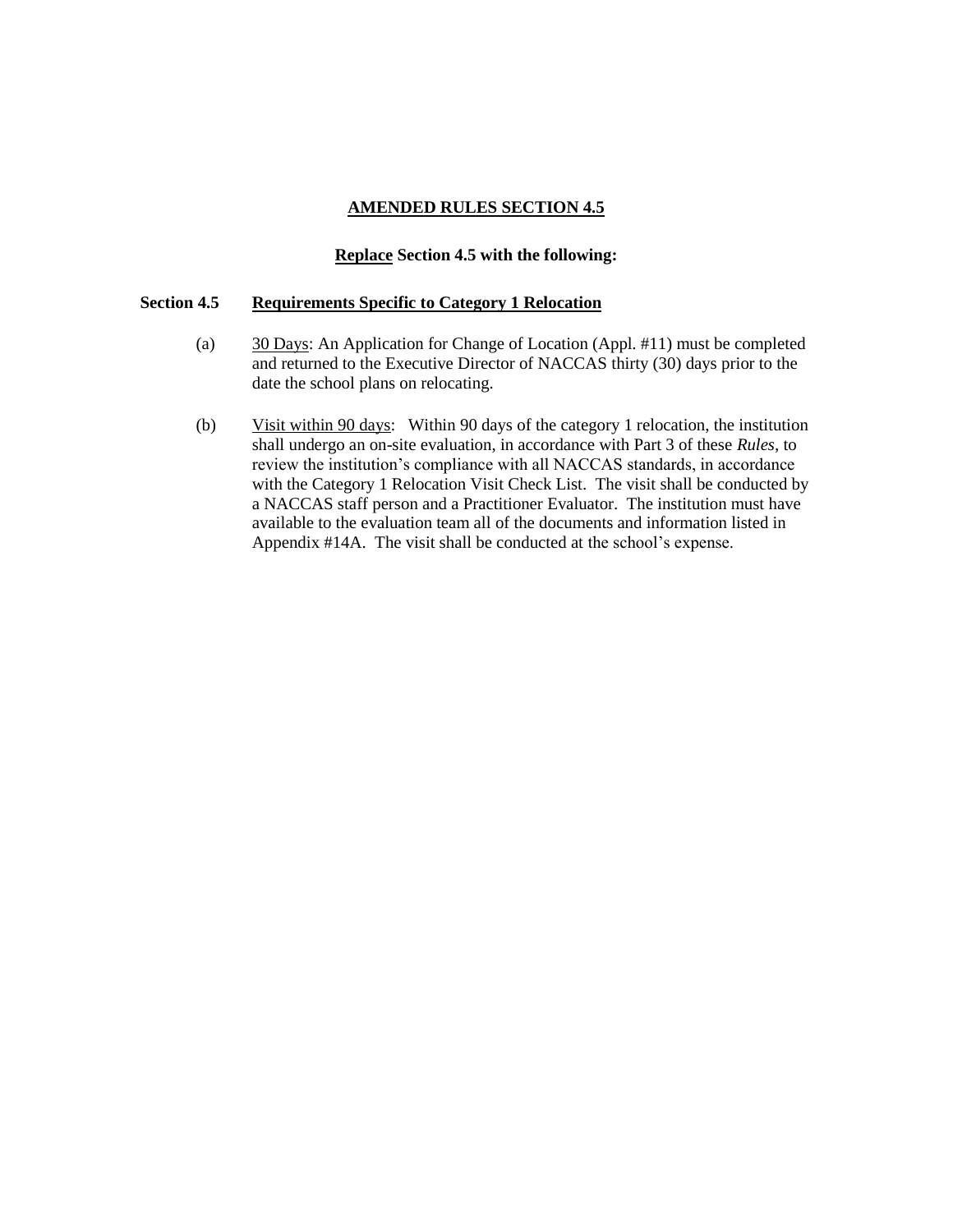# **AMENDED RULES SECTION 4.5**

**Replace Section 4.5 with the following:**

## **Section 4.5 Requirements Specific to Category 1 Relocation**

(a) 30 Days: An Application for Change of Location (Appl. #11) must be completed and returned to the Executive Director of NACCAS thirty (30) days prior to the date the school plans on relocating.

(b) Visit within 90 days: Within 90 days of the category 1 relocation, the institution shall undergo an on-site evaluation, in accordance with Part 3 of these *Rules,* to review the institution's compliance with all NACCAS standards, in accordance with the Category 1 Relocation Visit Check List. The visit shall be conducted by a NACCAS staff person and a Practitioner Evaluator. The institution must have available to the evaluation team all of the documents and information listed in Appendix #14A. The visit shall be conducted at the school's expense.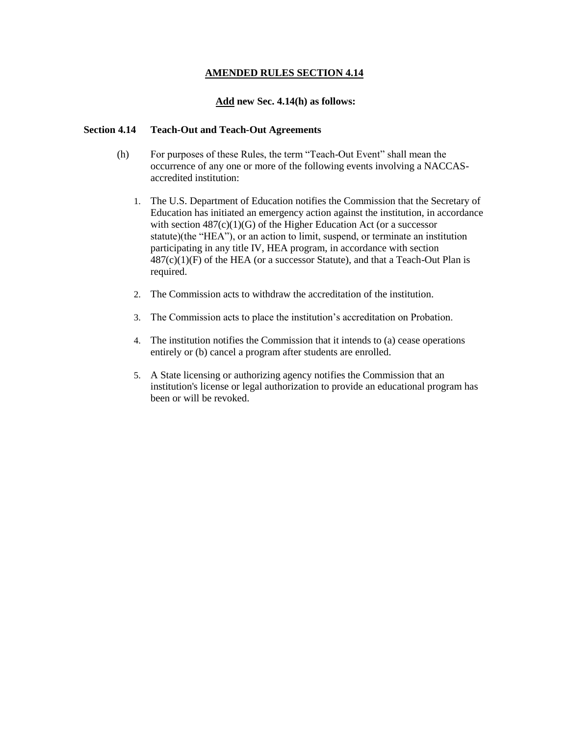**AMENDED RULES SECTION 4.14**

**Add new Sec. 4.14(h) as follows:**

**Section 4.14 Teach-Out and Teach-Out Agreements**

(h) For purposes of these Rules, the term "Teach-Out Event" shall mean the occurrence of any one or more of the following events involving a NACCAS-accredited institution:

1. The U.S. Department of Education notifies the Commission that the Secretary of Education has initiated an emergency action against the institution, in accordance with section 487(c)(1)(G) of the Higher Education Act (or a successor statute)(the "HEA"), or an action to limit, suspend, or terminate an institution participating in any title IV, HEA program, in accordance with section 487(c)(1)(F) of the HEA (or a successor Statute), and that a Teach-Out Plan is required.

2. The Commission acts to withdraw the accreditation of the institution.

3. The Commission acts to place the institution's accreditation on Probation.

4. The institution notifies the Commission that it intends to (a) cease operations entirely or (b) cancel a program after students are enrolled.

5. A State licensing or authorizing agency notifies the Commission that an institution's license or legal authorization to provide an educational program has been or will be revoked.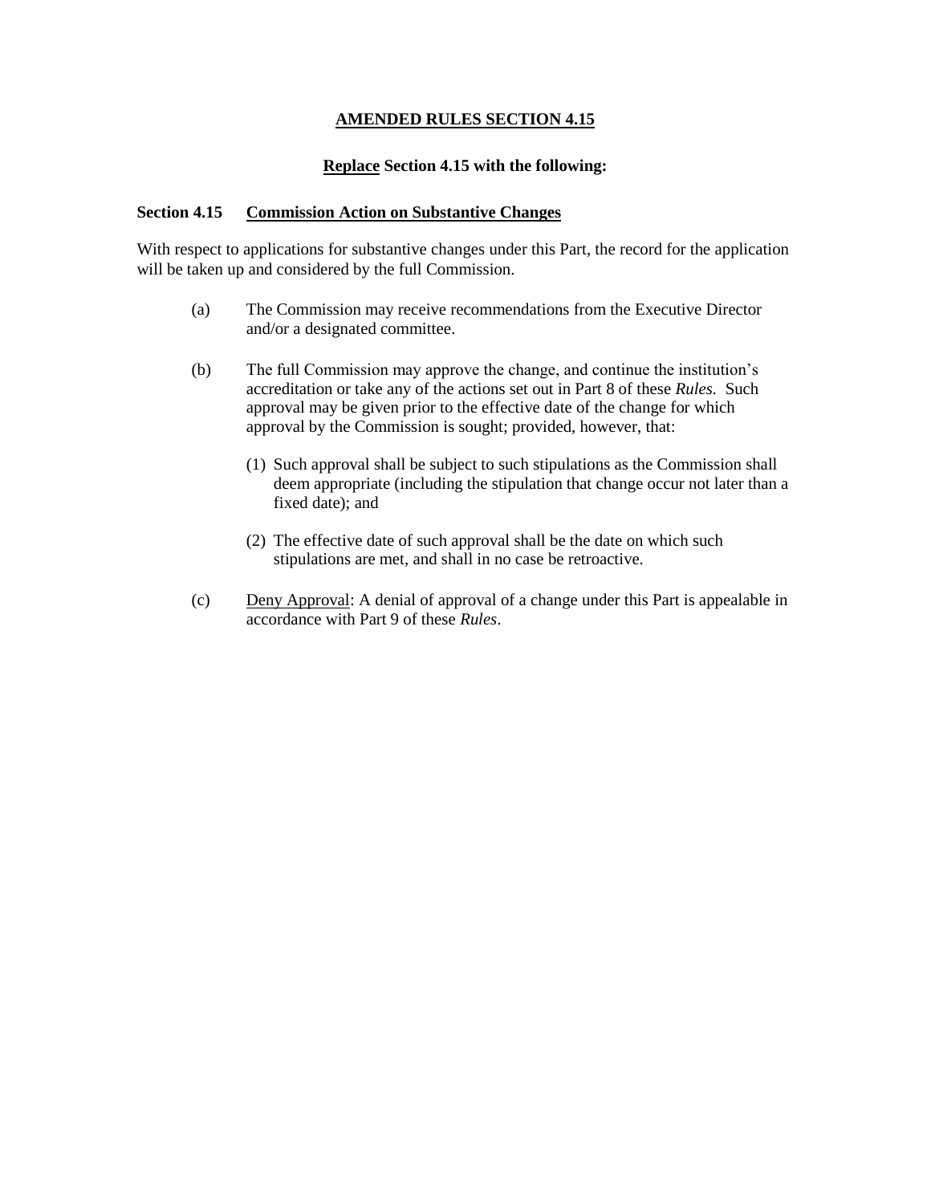## AMENDED RULES SECTION 4.15

**Replace Section 4.15 with the following:**

**Section 4.15 Commission Action on Substantive Changes**

With respect to applications for substantive changes under this Part, the record for the application will be taken up and considered by the full Commission.

(a) The Commission may receive recommendations from the Executive Director and/or a designated committee.

(b) The full Commission may approve the change, and continue the institution's accreditation or take any of the actions set out in Part 8 of these *Rules.* Such approval may be given prior to the effective date of the change for which approval by the Commission is sought; provided, however, that:

(1) Such approval shall be subject to such stipulations as the Commission shall deem appropriate (including the stipulation that change occur not later than a fixed date); and

(2) The effective date of such approval shall be the date on which such stipulations are met, and shall in no case be retroactive.

(c) Deny Approval: A denial of approval of a change under this Part is appealable in accordance with Part 9 of these *Rules*.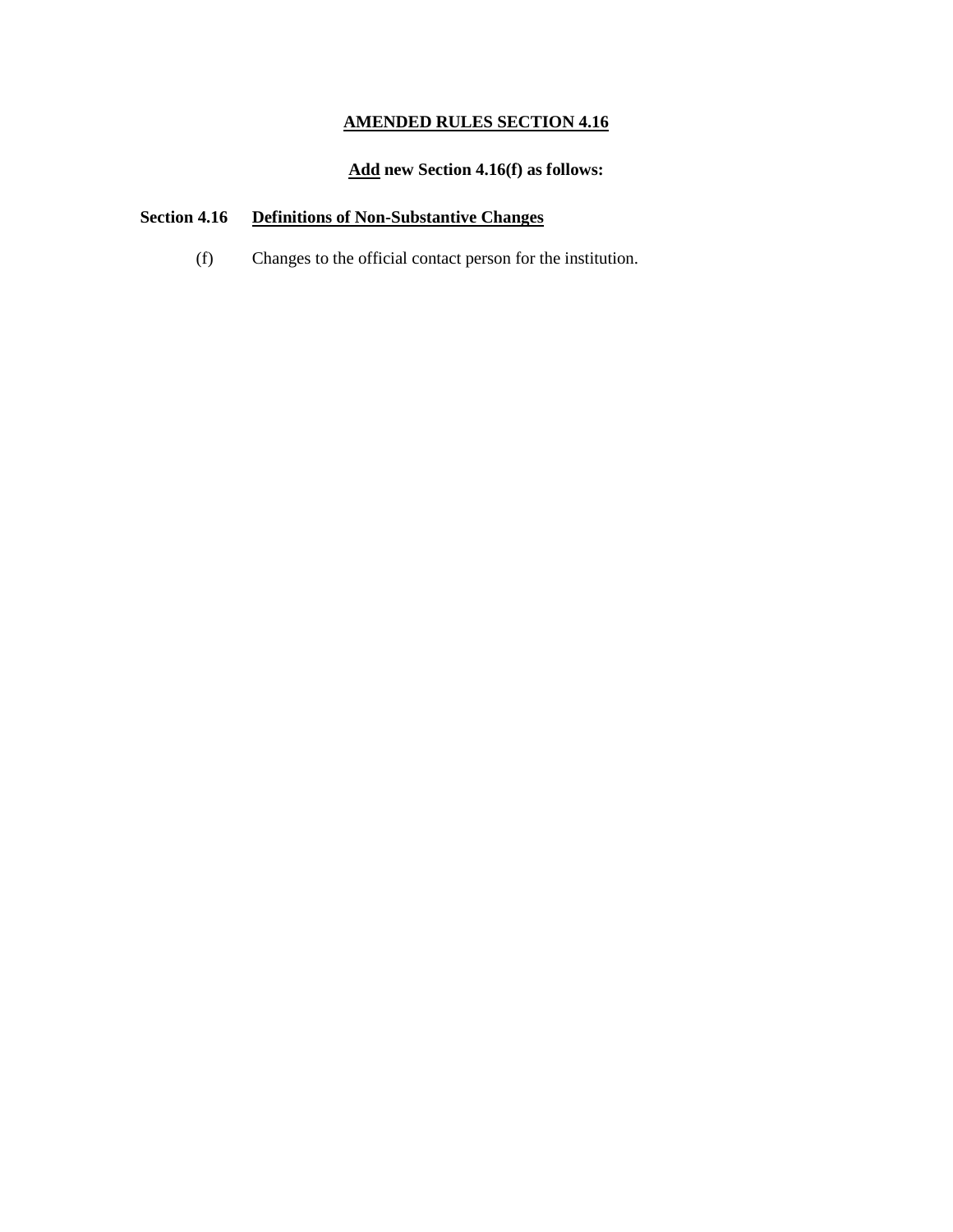**AMENDED RULES SECTION 4.16**

**Add new Section 4.16(f) as follows:**

**Section 4.16 Definitions of Non-Substantive Changes**

(f) Changes to the official contact person for the institution.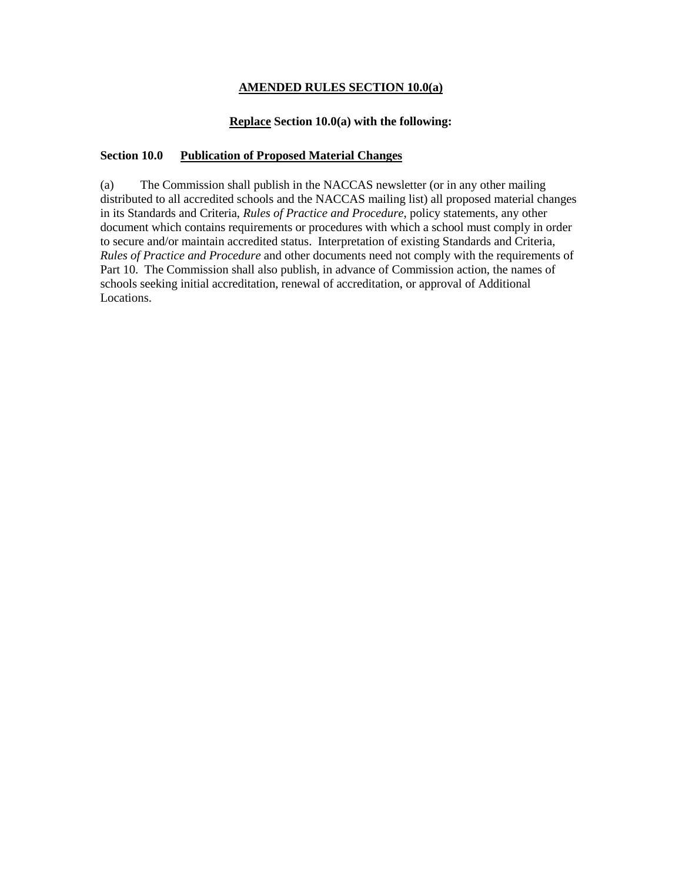**AMENDED RULES SECTION 10.0(a)**

**Replace Section 10.0(a) with the following:**

**Section 10.0 Publication of Proposed Material Changes**

(a) The Commission shall publish in the NACCAS newsletter (or in any other mailing distributed to all accredited schools and the NACCAS mailing list) all proposed material changes in its Standards and Criteria, *Rules of Practice and Procedure*, policy statements, any other document which contains requirements or procedures with which a school must comply in order to secure and/or maintain accredited status. Interpretation of existing Standards and Criteria, *Rules of Practice and Procedure* and other documents need not comply with the requirements of Part 10. The Commission shall also publish, in advance of Commission action, the names of schools seeking initial accreditation, renewal of accreditation, or approval of Additional Locations.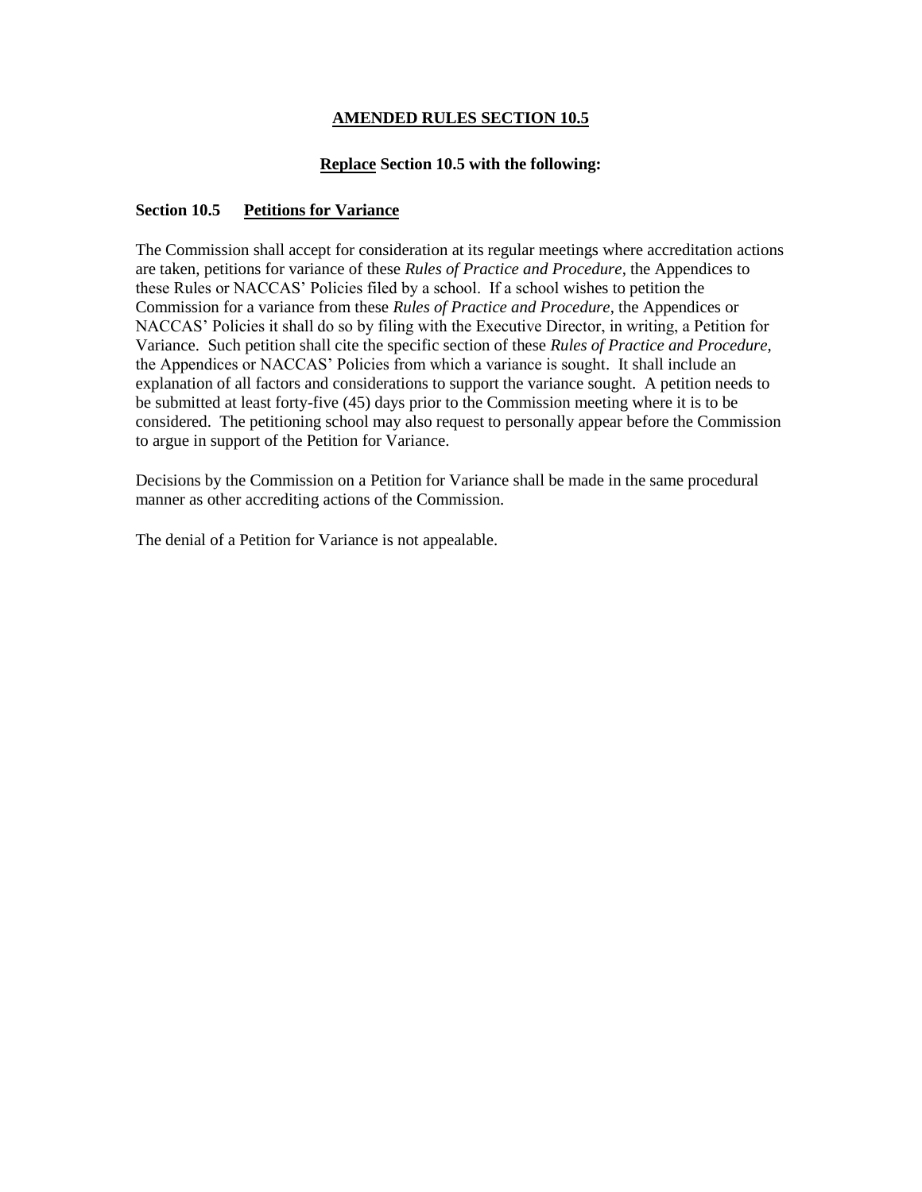## AMENDED RULES SECTION 10.5

**Replace Section 10.5 with the following:**

### Section 10.5 Petitions for Variance

The Commission shall accept for consideration at its regular meetings where accreditation actions are taken, petitions for variance of these *Rules of Practice and Procedure*, the Appendices to these Rules or NACCAS' Policies filed by a school. If a school wishes to petition the Commission for a variance from these *Rules of Practice and Procedure*, the Appendices or NACCAS' Policies it shall do so by filing with the Executive Director, in writing, a Petition for Variance. Such petition shall cite the specific section of these *Rules of Practice and Procedure*, the Appendices or NACCAS' Policies from which a variance is sought. It shall include an explanation of all factors and considerations to support the variance sought. A petition needs to be submitted at least forty-five (45) days prior to the Commission meeting where it is to be considered. The petitioning school may also request to personally appear before the Commission to argue in support of the Petition for Variance.

Decisions by the Commission on a Petition for Variance shall be made in the same procedural manner as other accrediting actions of the Commission.

The denial of a Petition for Variance is not appealable.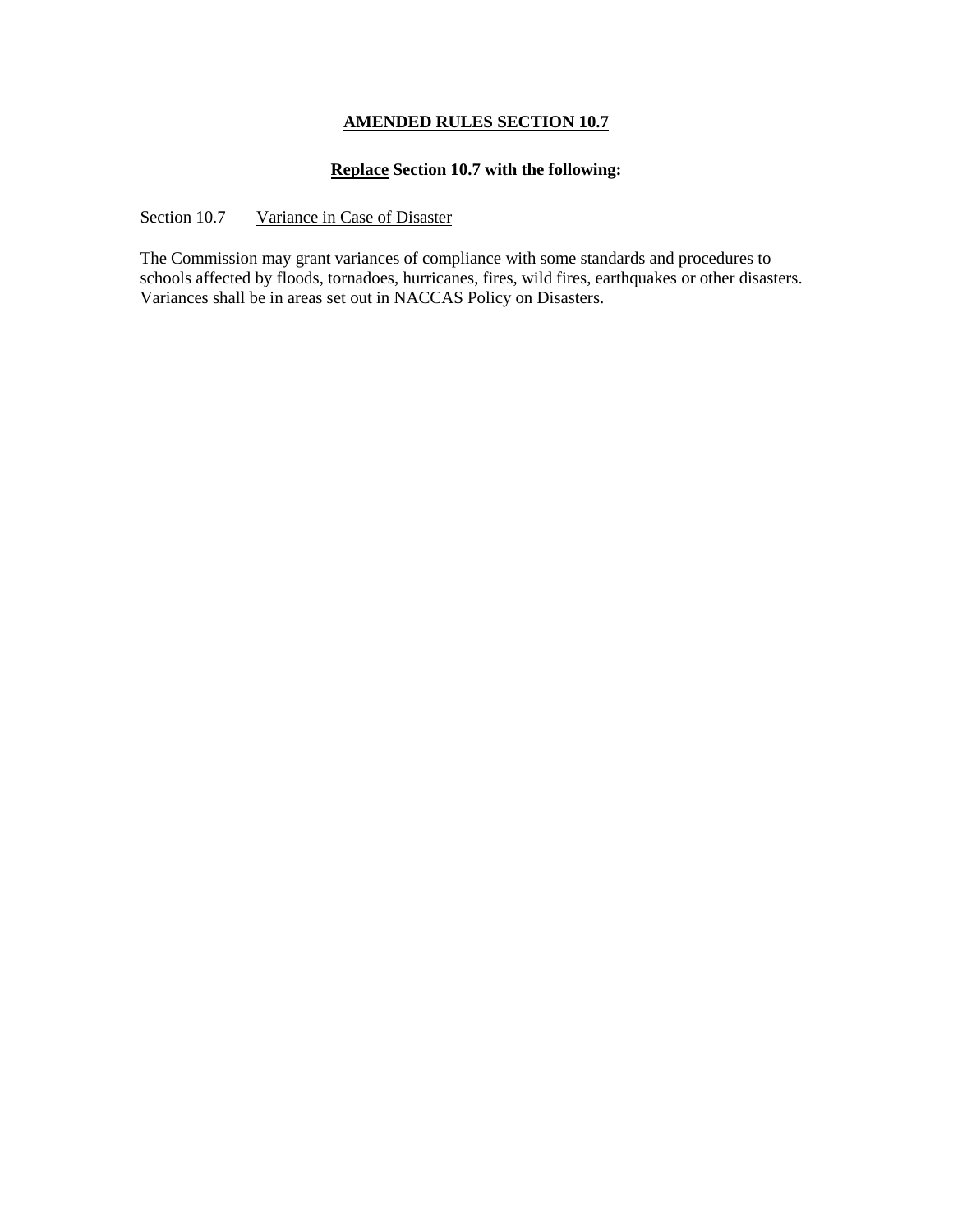## **AMENDED RULES SECTION 10.7**

### **Replace Section 10.7 with the following:**

Section 10.7 Variance in Case of Disaster

The Commission may grant variances of compliance with some standards and procedures to schools affected by floods, tornadoes, hurricanes, fires, wild fires, earthquakes or other disasters. Variances shall be in areas set out in NACCAS Policy on Disasters.